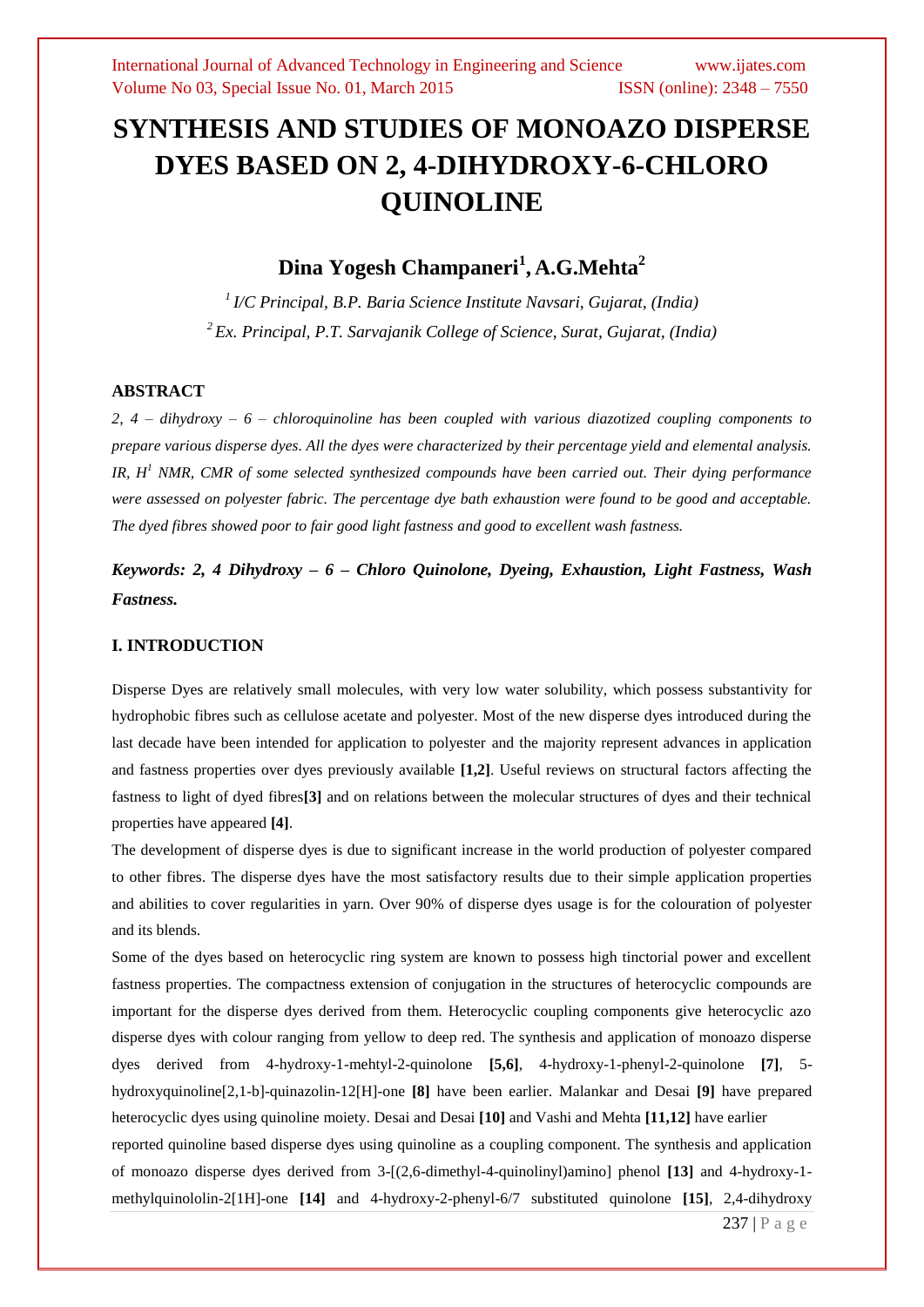# SYNTHESIS AND STUDIES OF MONOAZO DISPERSE DYES BASED ON 2, 4-DIHYDROXY-6-CHLORO QUINOLINE

## Dina Yogesh Champaneri[1], A.G.Mehta[2]

*[1] I/C Principal, B.P. Baria Science Institute Navsari, Gujarat, (India)*

*[2] Ex. Principal, P.T. Sarvajanik College of Science, Surat, Gujarat, (India)*

### ABSTRACT

*2, 4 – dihydroxy – 6 – chloroquinoline has been coupled with various diazotized coupling components to prepare various disperse dyes. All the dyes were characterized by their percentage yield and elemental analysis. IR, $H^1$ NMR, CMR of some selected synthesized compounds have been carried out. Their dying performance were assessed on polyester fabric. The percentage dye bath exhaustion were found to be good and acceptable. The dyed fibres showed poor to fair good light fastness and good to excellent wash fastness.*

***Keywords: 2, 4 Dihydroxy – 6 – Chloro Quinolone, Dyeing, Exhaustion, Light Fastness, Wash Fastness.***

### I. INTRODUCTION

Disperse Dyes are relatively small molecules, with very low water solubility, which possess substantivity for hydrophobic fibres such as cellulose acetate and polyester. Most of the new disperse dyes introduced during the last decade have been intended for application to polyester and the majority represent advances in application and fastness properties over dyes previously available **[1,2]**. Useful reviews on structural factors affecting the fastness to light of dyed fibres**[3]** and on relations between the molecular structures of dyes and their technical properties have appeared **[4]**.

The development of disperse dyes is due to significant increase in the world production of polyester compared to other fibres. The disperse dyes have the most satisfactory results due to their simple application properties and abilities to cover regularities in yarn. Over 90% of disperse dyes usage is for the colouration of polyester and its blends.

Some of the dyes based on heterocyclic ring system are known to possess high tinctorial power and excellent fastness properties. The compactness extension of conjugation in the structures of heterocyclic compounds are important for the disperse dyes derived from them. Heterocyclic coupling components give heterocyclic azo disperse dyes with colour ranging from yellow to deep red. The synthesis and application of monoazo disperse dyes derived from 4-hydroxy-1-mehtyl-2-quinolone **[5,6]**, 4-hydroxy-1-phenyl-2-quinolone **[7]**, 5-hydroxyquinoline[2,1-b]-quinazolin-12[H]-one **[8]** have been earlier. Malankar and Desai **[9]** have prepared heterocyclic dyes using quinoline moiety. Desai and Desai **[10]** and Vashi and Mehta **[11,12]** have earlier reported quinoline based disperse dyes using quinoline as a coupling component. The synthesis and application of monoazo disperse dyes derived from 3-[(2,6-dimethyl-4-quinolinyl)amino] phenol **[13]** and 4-hydroxy-1-methylquinololin-2[1H]-one **[14]** and 4-hydroxy-2-phenyl-6/7 substituted quinolone **[15]**, 2,4-dihydroxy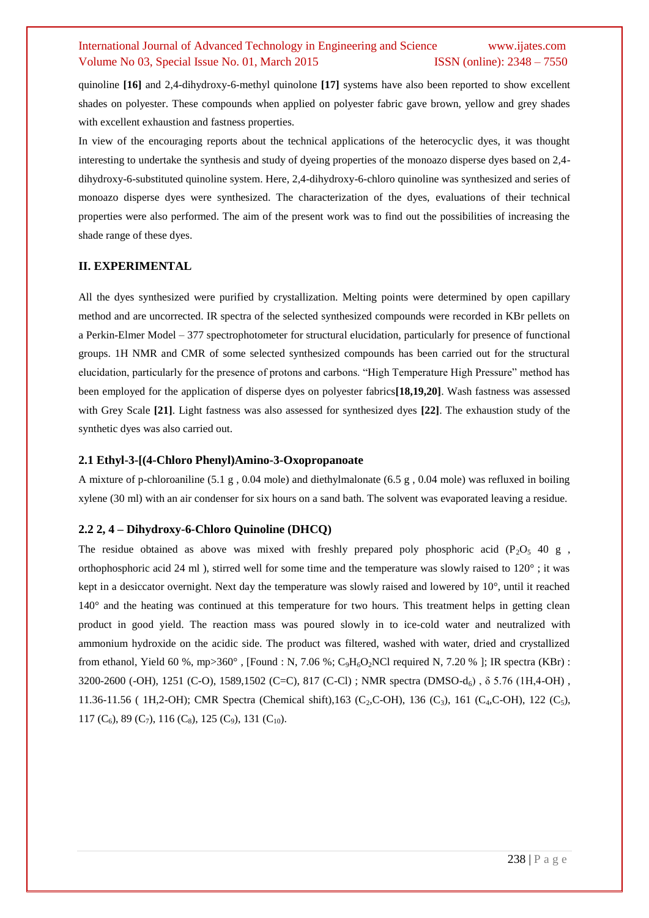quinoline **[16]** and 2,4-dihydroxy-6-methyl quinolone **[17]** systems have also been reported to show excellent shades on polyester. These compounds when applied on polyester fabric gave brown, yellow and grey shades with excellent exhaustion and fastness properties.

In view of the encouraging reports about the technical applications of the heterocyclic dyes, it was thought interesting to undertake the synthesis and study of dyeing properties of the monoazo disperse dyes based on 2,4-dihydroxy-6-substituted quinoline system. Here, 2,4-dihydroxy-6-chloro quinoline was synthesized and series of monoazo disperse dyes were synthesized. The characterization of the dyes, evaluations of their technical properties were also performed. The aim of the present work was to find out the possibilities of increasing the shade range of these dyes.

## II. EXPERIMENTAL

All the dyes synthesized were purified by crystallization. Melting points were determined by open capillary method and are uncorrected. IR spectra of the selected synthesized compounds were recorded in KBr pellets on a Perkin-Elmer Model – 377 spectrophotometer for structural elucidation, particularly for presence of functional groups. 1H NMR and CMR of some selected synthesized compounds has been carried out for the structural elucidation, particularly for the presence of protons and carbons. "High Temperature High Pressure" method has been employed for the application of disperse dyes on polyester fabrics**[18,19,20]**. Wash fastness was assessed with Grey Scale **[21]**. Light fastness was also assessed for synthesized dyes **[22]**. The exhaustion study of the synthetic dyes was also carried out.

### 2.1 Ethyl-3-[(4-Chloro Phenyl)Amino-3-Oxopropanoate

A mixture of p-chloroaniline (5.1 g , 0.04 mole) and diethylmalonate (6.5 g , 0.04 mole) was refluxed in boiling xylene (30 ml) with an air condenser for six hours on a sand bath. The solvent was evaporated leaving a residue.

### 2.2 2, 4 – Dihydroxy-6-Chloro Quinoline (DHCQ)

The residue obtained as above was mixed with freshly prepared poly phosphoric acid ($P_2O_5$ 40 g , orthophosphoric acid 24 ml ), stirred well for some time and the temperature was slowly raised to 120° ; it was kept in a desiccator overnight. Next day the temperature was slowly raised and lowered by 10°, until it reached 140° and the heating was continued at this temperature for two hours. This treatment helps in getting clean product in good yield. The reaction mass was poured slowly in to ice-cold water and neutralized with ammonium hydroxide on the acidic side. The product was filtered, washed with water, dried and crystallized from ethanol, Yield 60 %, mp>360° , [Found : N, 7.06 %; $C_9H_6O_2NCl$ required N, 7.20 % ]; IR spectra (KBr) : 3200-2600 (-OH), 1251 (C-O), 1589,1502 (C=C), 817 (C-Cl) ; NMR spectra (DMSO-$d_6$) , δ 5.76 (1H,4-OH) , 11.36-11.56 ( 1H,2-OH); CMR Spectra (Chemical shift),163 ($C_2$,C-OH), 136 ($C_3$), 161 ($C_4$,C-OH), 122 ($C_5$), 117 ($C_6$), 89 ($C_7$), 116 ($C_8$), 125 ($C_9$), 131 ($C_{10}$).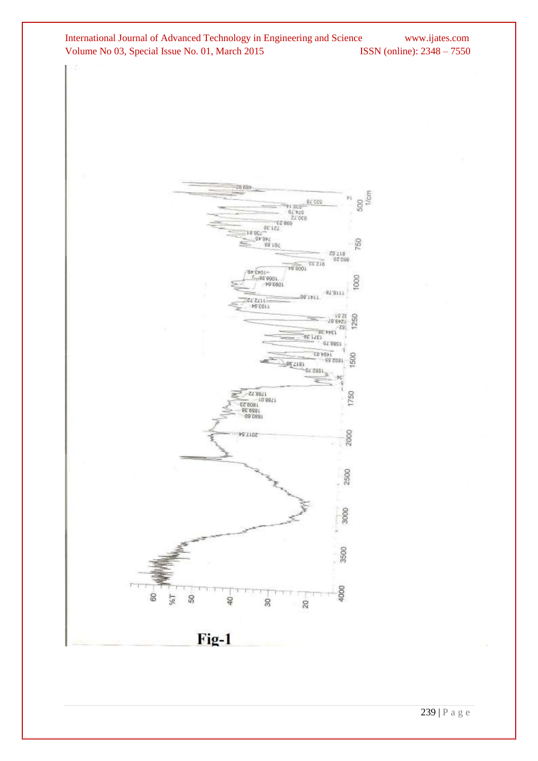Fig-1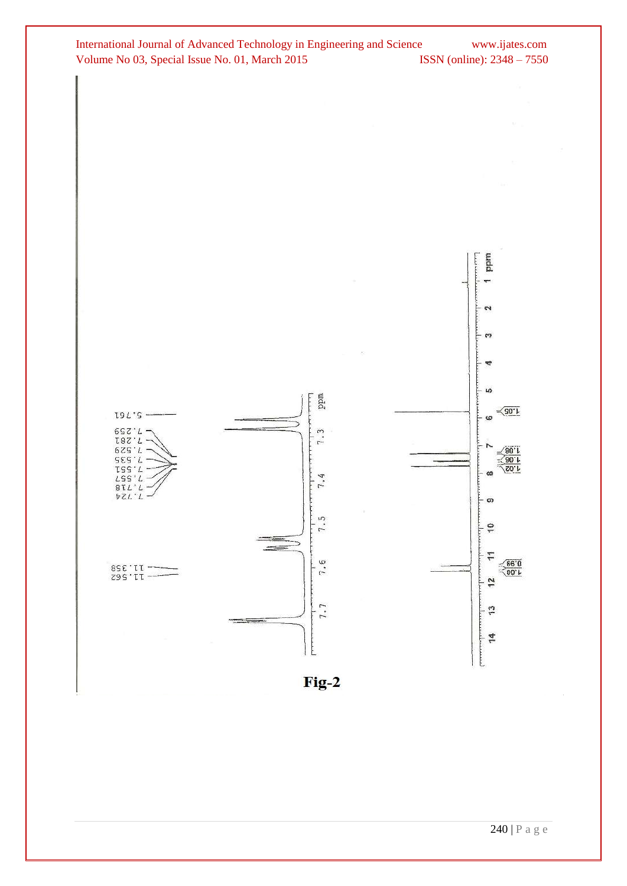Fig-2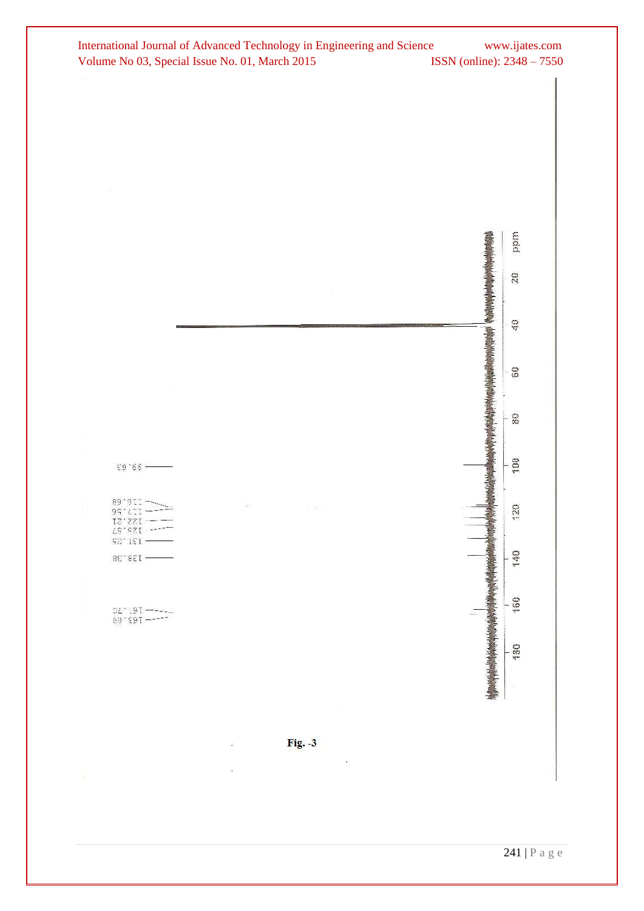Fig. -3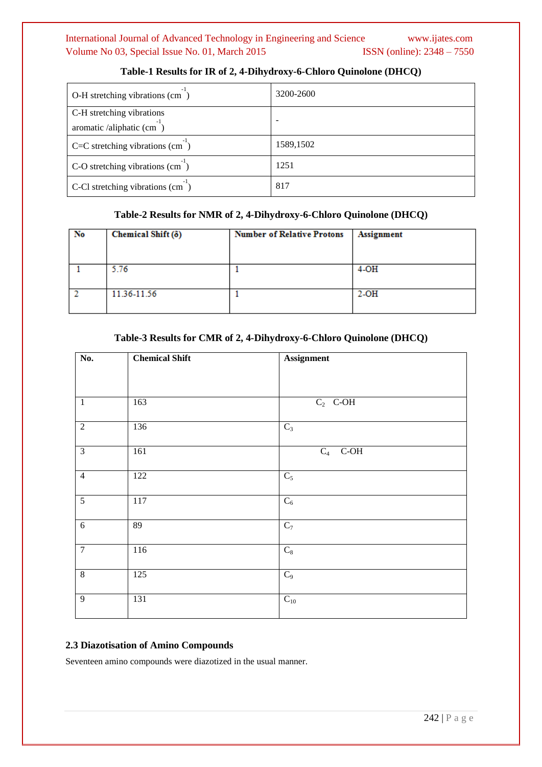**Table-1 Results for IR of 2, 4-Dihydroxy-6-Chloro Quinolone (DHCQ)**

| | |
|---|---|
| O-H stretching vibrations ($cm^{-1}$) | 3200-2600 |
| C-H stretching vibrations aromatic /aliphatic ($cm^{-1}$) | - |
| C=C stretching vibrations ($cm^{-1}$) | 1589,1502 |
| C-O stretching vibrations ($cm^{-1}$) | 1251 |
| C-Cl stretching vibrations ($cm^{-1}$) | 817 |

**Table-2 Results for NMR of 2, 4-Dihydroxy-6-Chloro Quinolone (DHCQ)**

| No | Chemical Shift (δ) | Number of Relative Protons | Assignment |
|---|---|---|---|
| 1 | 5.76 | 1 | 4-OH |
| 2 | 11.36-11.56 | 1 | 2-OH |

**Table-3 Results for CMR of 2, 4-Dihydroxy-6-Chloro Quinolone (DHCQ)**

| No. | Chemical Shift | Assignment |
|---|---|---|
| 1 | 163 | $C_2$ C-OH |
| 2 | 136 | $C_3$ |
| 3 | 161 | $C_4$ C-OH |
| 4 | 122 | $C_5$ |
| 5 | 117 | $C_6$ |
| 6 | 89 | $C_7$ |
| 7 | 116 | $C_8$ |
| 8 | 125 | $C_9$ |
| 9 | 131 | $C_{10}$ |

### 2.3 Diazotisation of Amino Compounds

Seventeen amino compounds were diazotized in the usual manner.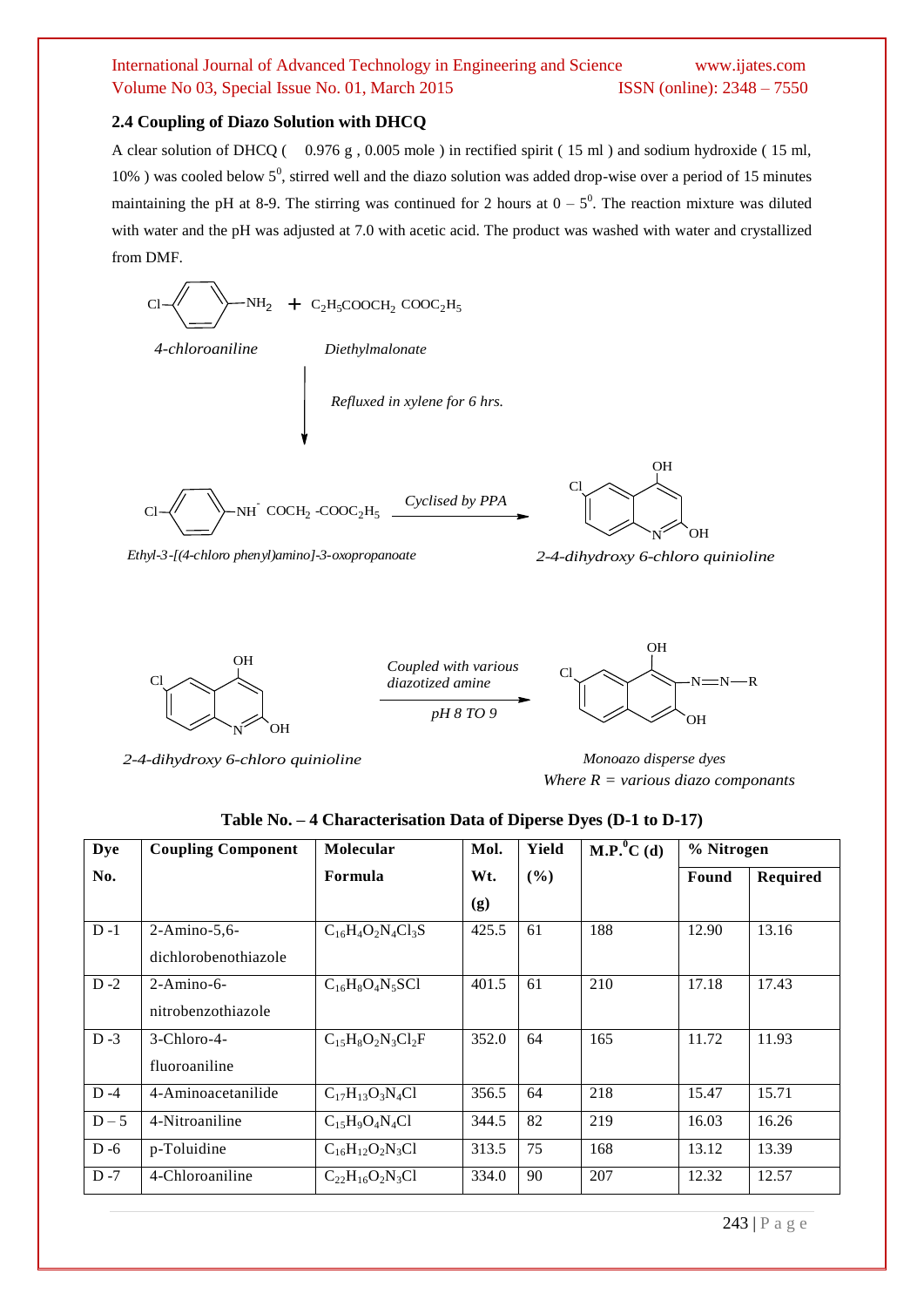### 2.4 Coupling of Diazo Solution with DHCQ

A clear solution of DHCQ ( 0.976 g , 0.005 mole ) in rectified spirit ( 15 ml ) and sodium hydroxide ( 15 ml, 10% ) was cooled below $5^0$, stirred well and the diazo solution was added drop-wise over a period of 15 minutes maintaining the pH at 8-9. The stirring was continued for 2 hours at $0 - 5^0$. The reaction mixture was diluted with water and the pH was adjusted at 7.0 with acetic acid. The product was washed with water and crystallized from DMF.

Cl–C₆H₄–NH₂ + $C_2H_5COOCH_2\ COOC_2H_5$

*4-chloroaniline* *Diethylmalonate*

*Refluxed in xylene for 6 hrs.*

Cl–C₆H₄–NH⁻ $COCH_2$ -$COOC_2H_5$ → *Cyclised by PPA* →

*Ethyl-3-[(4-chloro phenyl)amino]-3-oxopropanoate* *2-4-dihydroxy 6-chloro quinioline*

*2-4-dihydroxy 6-chloro quinioline* → *Coupled with various diazotized amine* *pH 8 TO 9* → –N=N–R

*Monoazo disperse dyes*
*Where R = various diazo componants*

**Table No. – 4 Characterisation Data of Diperse Dyes (D-1 to D-17)**

| Dye No. | Coupling Component | Molecular Formula | Mol. Wt. (g) | Yield (%) | M.P.$^0$C (d) | % Nitrogen | |
|---|---|---|---|---|---|---|---|
| | | | | | | Found | Required |
| D -1 | 2-Amino-5,6-dichlorobenothiazole | $C_{16}H_4O_2N_4Cl_3S$ | 425.5 | 61 | 188 | 12.90 | 13.16 |
| D -2 | 2-Amino-6-nitrobenzothiazole | $C_{16}H_8O_4N_5SCl$ | 401.5 | 61 | 210 | 17.18 | 17.43 |
| D -3 | 3-Chloro-4-fluoroaniline | $C_{15}H_8O_2N_3Cl_2F$ | 352.0 | 64 | 165 | 11.72 | 11.93 |
| D -4 | 4-Aminoacetanilide | $C_{17}H_{13}O_3N_4Cl$ | 356.5 | 64 | 218 | 15.47 | 15.71 |
| D – 5 | 4-Nitroaniline | $C_{15}H_9O_4N_4Cl$ | 344.5 | 82 | 219 | 16.03 | 16.26 |
| D -6 | p-Toluidine | $C_{16}H_{12}O_2N_3Cl$ | 313.5 | 75 | 168 | 13.12 | 13.39 |
| D -7 | 4-Chloroaniline | $C_{22}H_{16}O_2N_3Cl$ | 334.0 | 90 | 207 | 12.32 | 12.57 |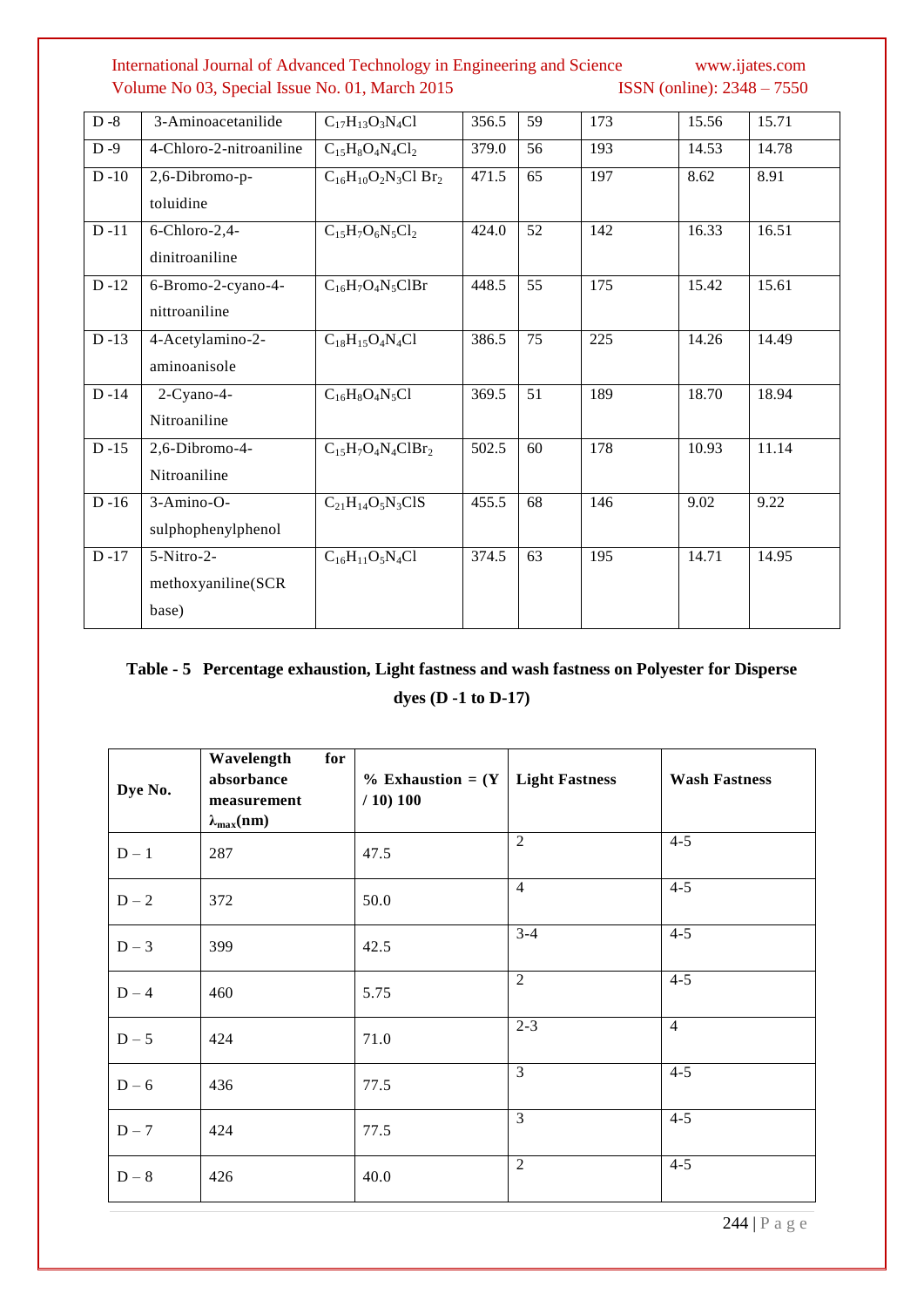| D -8 | 3-Aminoacetanilide | $C_{17}H_{13}O_3N_4Cl$ | 356.5 | 59 | 173 | 15.56 | 15.71 |
|---|---|---|---|---|---|---|---|
| D -9 | 4-Chloro-2-nitroaniline | $C_{15}H_8O_4N_4Cl_2$ | 379.0 | 56 | 193 | 14.53 | 14.78 |
| D -10 | 2,6-Dibromo-p-toluidine | $C_{16}H_{10}O_2N_3Cl\ Br_2$ | 471.5 | 65 | 197 | 8.62 | 8.91 |
| D -11 | 6-Chloro-2,4-dinitroaniline | $C_{15}H_7O_6N_5Cl_2$ | 424.0 | 52 | 142 | 16.33 | 16.51 |
| D -12 | 6-Bromo-2-cyano-4-nittroaniline | $C_{16}H_7O_4N_5ClBr$ | 448.5 | 55 | 175 | 15.42 | 15.61 |
| D -13 | 4-Acetylamino-2-aminoanisole | $C_{18}H_{15}O_4N_4Cl$ | 386.5 | 75 | 225 | 14.26 | 14.49 |
| D -14 | 2-Cyano-4-Nitroaniline | $C_{16}H_8O_4N_5Cl$ | 369.5 | 51 | 189 | 18.70 | 18.94 |
| D -15 | 2,6-Dibromo-4-Nitroaniline | $C_{15}H_7O_4N_4ClBr_2$ | 502.5 | 60 | 178 | 10.93 | 11.14 |
| D -16 | 3-Amino-O-sulphophenylphenol | $C_{21}H_{14}O_5N_3ClS$ | 455.5 | 68 | 146 | 9.02 | 9.22 |
| D -17 | 5-Nitro-2-methoxyaniline(SCR base) | $C_{16}H_{11}O_5N_4Cl$ | 374.5 | 63 | 195 | 14.71 | 14.95 |

**Table - 5 Percentage exhaustion, Light fastness and wash fastness on Polyester for Disperse dyes (D -1 to D-17)**

| Dye No. | Wavelength for absorbance measurement $\lambda_{max}$(nm) | % Exhaustion = (Y / 10) 100 | Light Fastness | Wash Fastness |
|---|---|---|---|---|
| D – 1 | 287 | 47.5 | 2 | 4-5 |
| D – 2 | 372 | 50.0 | 4 | 4-5 |
| D – 3 | 399 | 42.5 | 3-4 | 4-5 |
| D – 4 | 460 | 5.75 | 2 | 4-5 |
| D – 5 | 424 | 71.0 | 2-3 | 4 |
| D – 6 | 436 | 77.5 | 3 | 4-5 |
| D – 7 | 424 | 77.5 | 3 | 4-5 |
| D – 8 | 426 | 40.0 | 2 | 4-5 |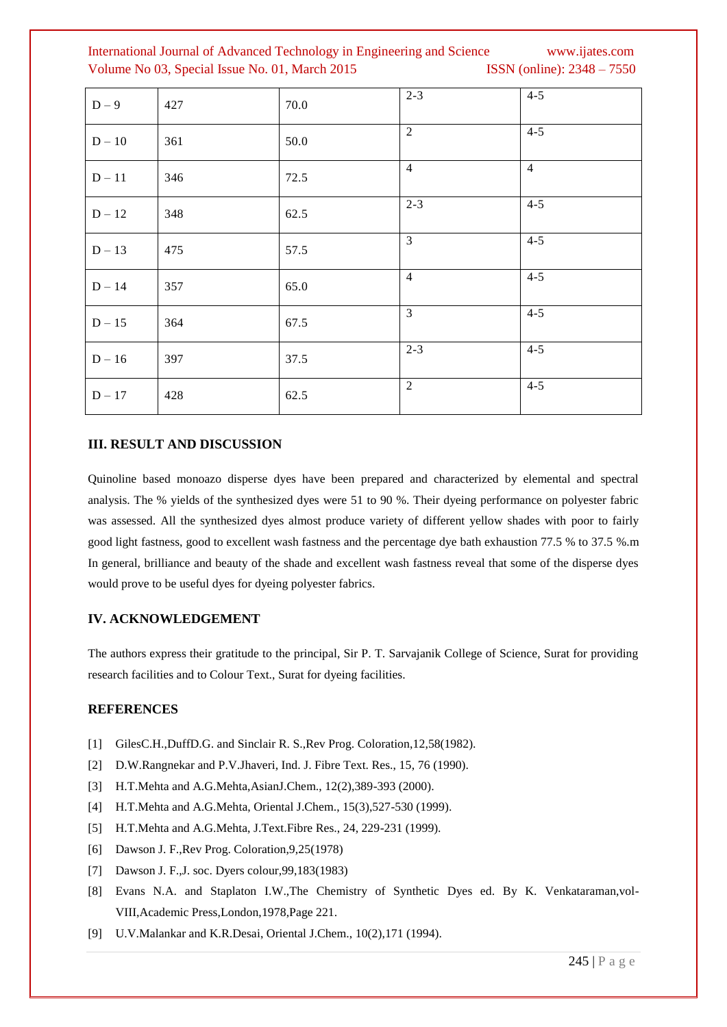| D – 9 | 427 | 70.0 | 2-3 | 4-5 |
|---|---|---|---|---|
| D – 10 | 361 | 50.0 | 2 | 4-5 |
| D – 11 | 346 | 72.5 | 4 | 4 |
| D – 12 | 348 | 62.5 | 2-3 | 4-5 |
| D – 13 | 475 | 57.5 | 3 | 4-5 |
| D – 14 | 357 | 65.0 | 4 | 4-5 |
| D – 15 | 364 | 67.5 | 3 | 4-5 |
| D – 16 | 397 | 37.5 | 2-3 | 4-5 |
| D – 17 | 428 | 62.5 | 2 | 4-5 |

## III. RESULT AND DISCUSSION

Quinoline based monoazo disperse dyes have been prepared and characterized by elemental and spectral analysis. The % yields of the synthesized dyes were 51 to 90 %. Their dyeing performance on polyester fabric was assessed. All the synthesized dyes almost produce variety of different yellow shades with poor to fairly good light fastness, good to excellent wash fastness and the percentage dye bath exhaustion 77.5 % to 37.5 %.m In general, brilliance and beauty of the shade and excellent wash fastness reveal that some of the disperse dyes would prove to be useful dyes for dyeing polyester fabrics.

## IV. ACKNOWLEDGEMENT

The authors express their gratitude to the principal, Sir P. T. Sarvajanik College of Science, Surat for providing research facilities and to Colour Text., Surat for dyeing facilities.

## REFERENCES

[1] GilesC.H.,DuffD.G. and Sinclair R. S.,Rev Prog. Coloration,12,58(1982).

[2] D.W.Rangnekar and P.V.Jhaveri, Ind. J. Fibre Text. Res., 15, 76 (1990).

[3] H.T.Mehta and A.G.Mehta,AsianJ.Chem., 12(2),389-393 (2000).

[4] H.T.Mehta and A.G.Mehta, Oriental J.Chem., 15(3),527-530 (1999).

[5] H.T.Mehta and A.G.Mehta, J.Text.Fibre Res., 24, 229-231 (1999).

[6] Dawson J. F.,Rev Prog. Coloration,9,25(1978)

[7] Dawson J. F.,J. soc. Dyers colour,99,183(1983)

[8] Evans N.A. and Staplaton I.W.,The Chemistry of Synthetic Dyes ed. By K. Venkataraman,vol-VIII,Academic Press,London,1978,Page 221.

[9] U.V.Malankar and K.R.Desai, Oriental J.Chem., 10(2),171 (1994).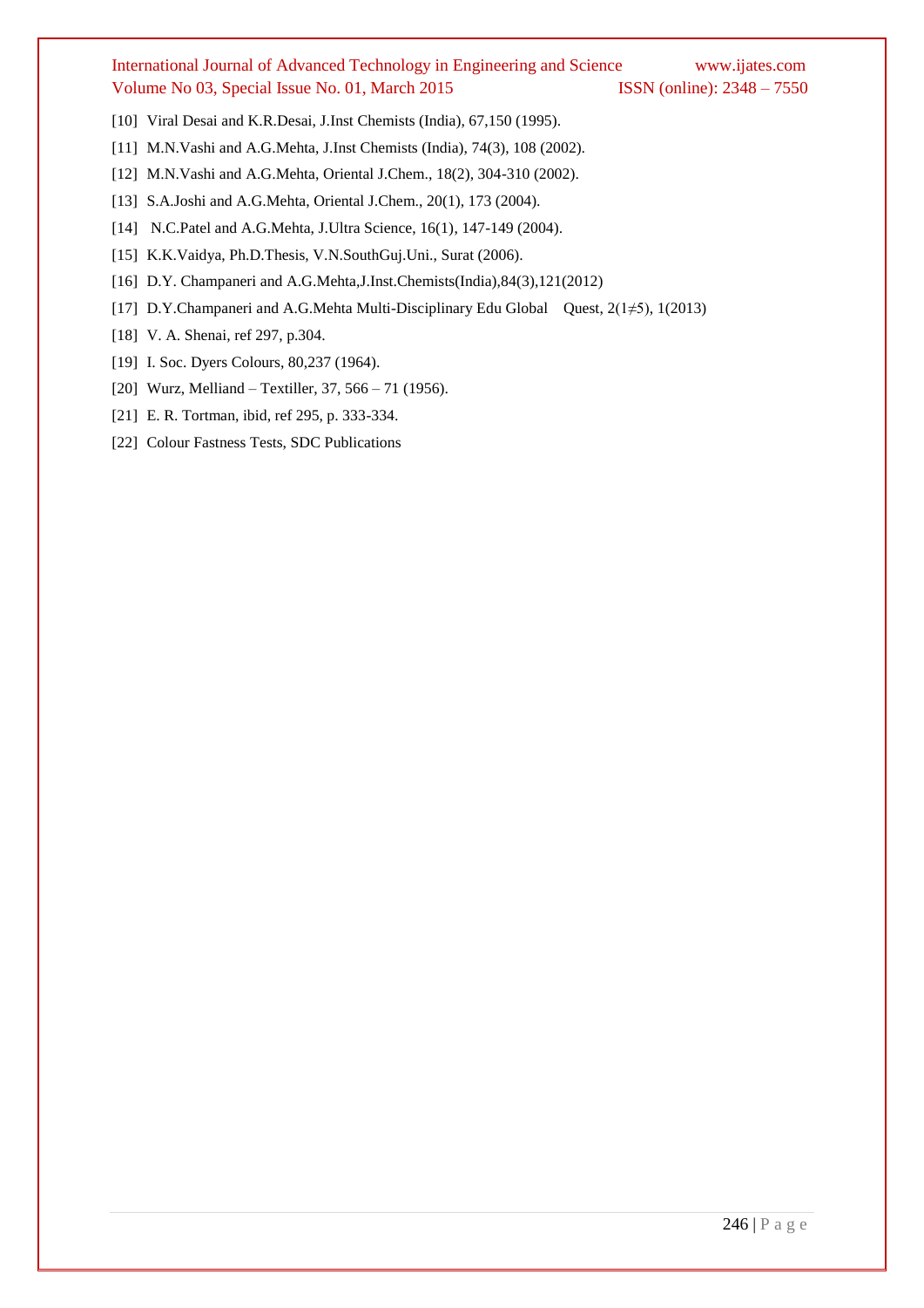[10] Viral Desai and K.R.Desai, J.Inst Chemists (India), 67,150 (1995).

[11] M.N.Vashi and A.G.Mehta, J.Inst Chemists (India), 74(3), 108 (2002).

[12] M.N.Vashi and A.G.Mehta, Oriental J.Chem., 18(2), 304-310 (2002).

[13] S.A.Joshi and A.G.Mehta, Oriental J.Chem., 20(1), 173 (2004).

[14] N.C.Patel and A.G.Mehta, J.Ultra Science, 16(1), 147-149 (2004).

[15] K.K.Vaidya, Ph.D.Thesis, V.N.SouthGuj.Uni., Surat (2006).

[16] D.Y. Champaneri and A.G.Mehta,J.Inst.Chemists(India),84(3),121(2012)

[17] D.Y.Champaneri and A.G.Mehta Multi-Disciplinary Edu Global Quest, 2(1≠5), 1(2013)

[18] V. A. Shenai, ref 297, p.304.

[19] I. Soc. Dyers Colours, 80,237 (1964).

[20] Wurz, Melliand – Textiller, 37, 566 – 71 (1956).

[21] E. R. Tortman, ibid, ref 295, p. 333-334.

[22] Colour Fastness Tests, SDC Publications